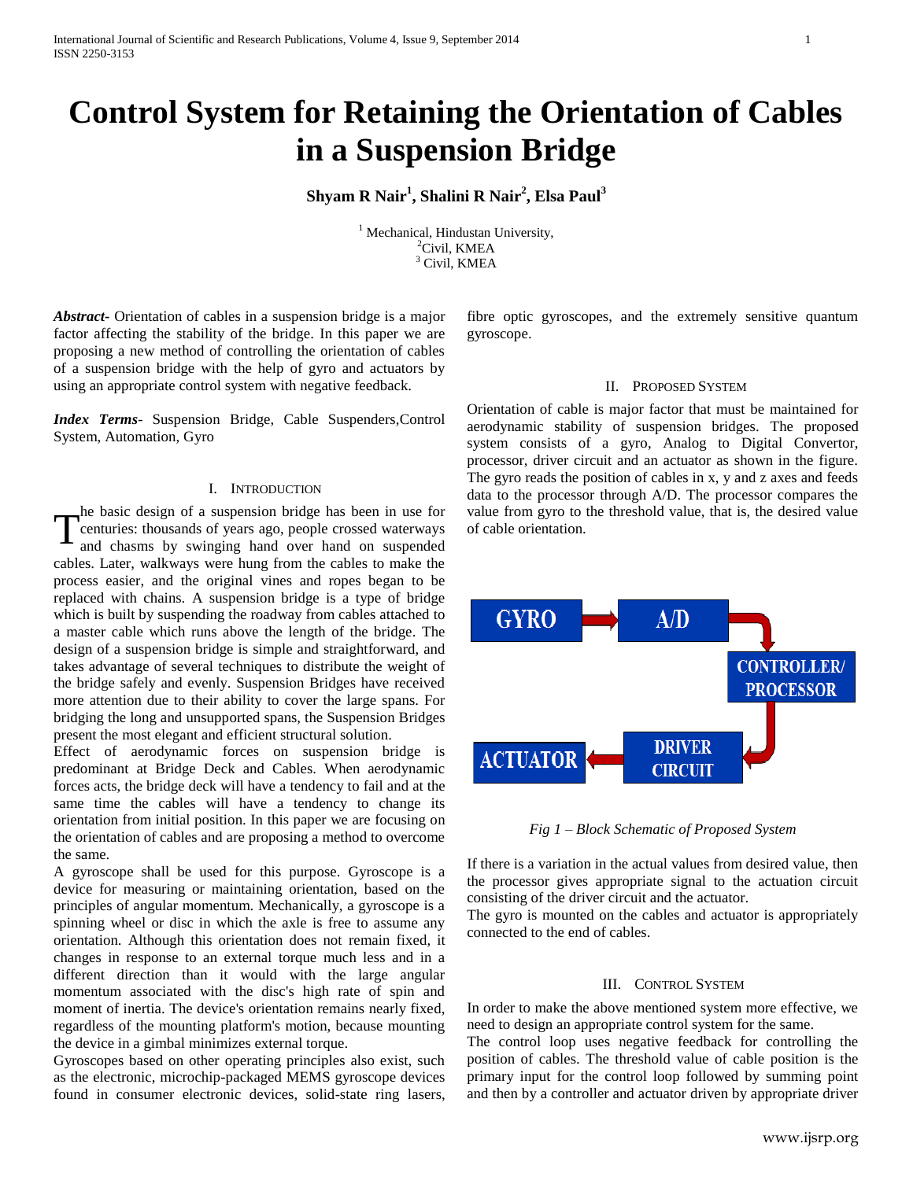# Control System for Retaining the Orientation of Cables in a Suspension Bridge

**Shyam R Nair[1], Shalini R Nair[2], Elsa Paul[3]**

[1] Mechanical, Hindustan University,
[2]Civil, KMEA
[3] Civil, KMEA

***Abstract***- Orientation of cables in a suspension bridge is a major factor affecting the stability of the bridge. In this paper we are proposing a new method of controlling the orientation of cables of a suspension bridge with the help of gyro and actuators by using an appropriate control system with negative feedback.

***Index Terms***- Suspension Bridge, Cable Suspenders,Control System, Automation, Gyro

## I. Introduction

The basic design of a suspension bridge has been in use for centuries: thousands of years ago, people crossed waterways and chasms by swinging hand over hand on suspended cables. Later, walkways were hung from the cables to make the process easier, and the original vines and ropes began to be replaced with chains. A suspension bridge is a type of bridge which is built by suspending the roadway from cables attached to a master cable which runs above the length of the bridge. The design of a suspension bridge is simple and straightforward, and takes advantage of several techniques to distribute the weight of the bridge safely and evenly. Suspension Bridges have received more attention due to their ability to cover the large spans. For bridging the long and unsupported spans, the Suspension Bridges present the most elegant and efficient structural solution.

Effect of aerodynamic forces on suspension bridge is predominant at Bridge Deck and Cables. When aerodynamic forces acts, the bridge deck will have a tendency to fail and at the same time the cables will have a tendency to change its orientation from initial position. In this paper we are focusing on the orientation of cables and are proposing a method to overcome the same.

A gyroscope shall be used for this purpose. Gyroscope is a device for measuring or maintaining orientation, based on the principles of angular momentum. Mechanically, a gyroscope is a spinning wheel or disc in which the axle is free to assume any orientation. Although this orientation does not remain fixed, it changes in response to an external torque much less and in a different direction than it would with the large angular momentum associated with the disc's high rate of spin and moment of inertia. The device's orientation remains nearly fixed, regardless of the mounting platform's motion, because mounting the device in a gimbal minimizes external torque.

Gyroscopes based on other operating principles also exist, such as the electronic, microchip-packaged MEMS gyroscope devices found in consumer electronic devices, solid-state ring lasers, fibre optic gyroscopes, and the extremely sensitive quantum gyroscope.

## II. Proposed System

Orientation of cable is major factor that must be maintained for aerodynamic stability of suspension bridges. The proposed system consists of a gyro, Analog to Digital Convertor, processor, driver circuit and an actuator as shown in the figure. The gyro reads the position of cables in x, y and z axes and feeds data to the processor through A/D. The processor compares the value from gyro to the threshold value, that is, the desired value of cable orientation.

GYRO → A/D → CONTROLLER/ PROCESSOR → DRIVER CIRCUIT → ACTUATOR

*Fig 1 – Block Schematic of Proposed System*

If there is a variation in the actual values from desired value, then the processor gives appropriate signal to the actuation circuit consisting of the driver circuit and the actuator.

The gyro is mounted on the cables and actuator is appropriately connected to the end of cables.

## III. Control System

In order to make the above mentioned system more effective, we need to design an appropriate control system for the same.

The control loop uses negative feedback for controlling the position of cables. The threshold value of cable position is the primary input for the control loop followed by summing point and then by a controller and actuator driven by appropriate driver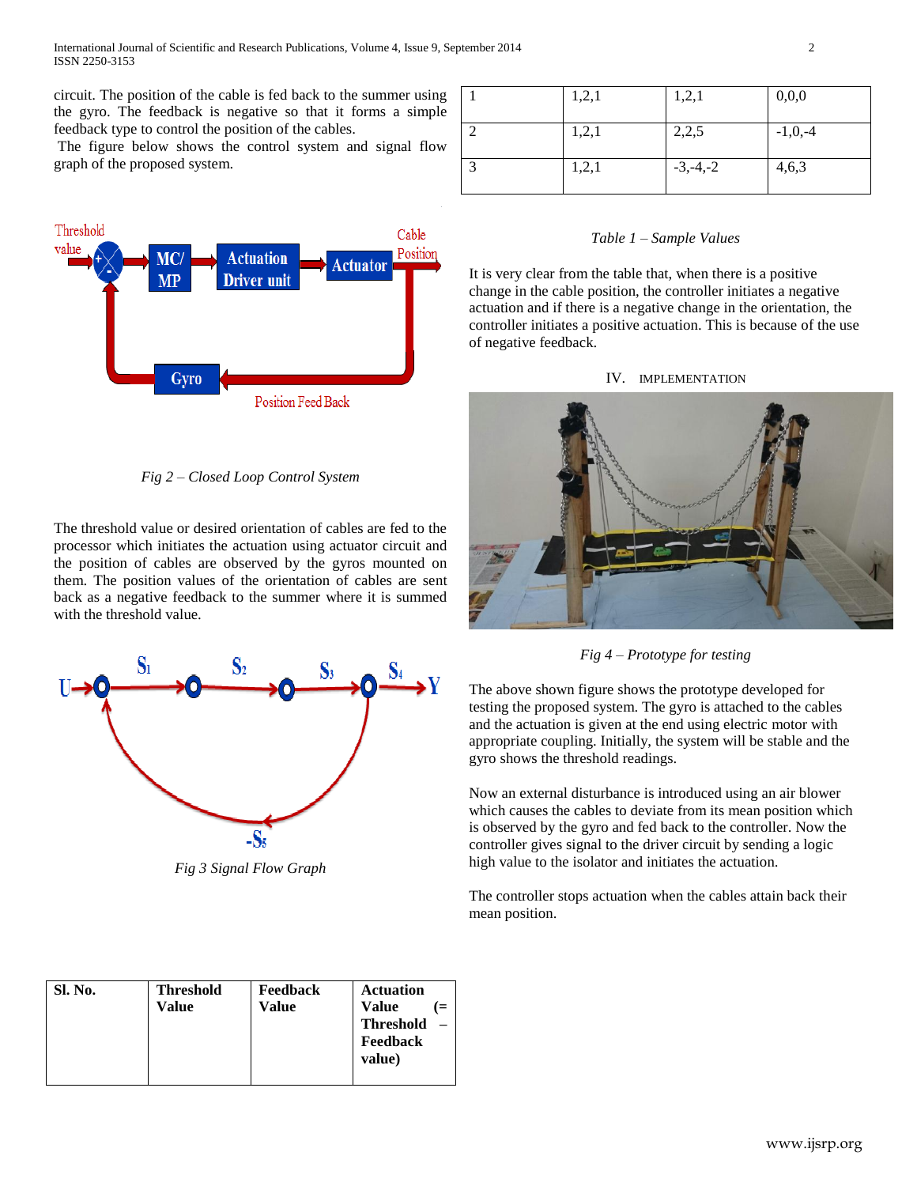circuit. The position of the cable is fed back to the summer using the gyro. The feedback is negative so that it forms a simple feedback type to control the position of the cables.

The figure below shows the control system and signal flow graph of the proposed system.

*Fig 2 – Closed Loop Control System*

The threshold value or desired orientation of cables are fed to the processor which initiates the actuation using actuator circuit and the position of cables are observed by the gyros mounted on them. The position values of the orientation of cables are sent back as a negative feedback to the summer where it is summed with the threshold value.

*Fig 3 Signal Flow Graph*

| Sl. No. | Threshold Value | Feedback Value | Actuation Value (= Threshold – Feedback value) |
|---|---|---|---|
| 1 | 1,2,1 | 1,2,1 | 0,0,0 |
| 2 | 1,2,1 | 2,2,5 | -1,0,-4 |
| 3 | 1,2,1 | -3,-4,-2 | 4,6,3 |

*Table 1 – Sample Values*

It is very clear from the table that, when there is a positive change in the cable position, the controller initiates a negative actuation and if there is a negative change in the orientation, the controller initiates a positive actuation. This is because of the use of negative feedback.

## IV. Implementation

*Fig 4 – Prototype for testing*

The above shown figure shows the prototype developed for testing the proposed system. The gyro is attached to the cables and the actuation is given at the end using electric motor with appropriate coupling. Initially, the system will be stable and the gyro shows the threshold readings.

Now an external disturbance is introduced using an air blower which causes the cables to deviate from its mean position which is observed by the gyro and fed back to the controller. Now the controller gives signal to the driver circuit by sending a logic high value to the isolator and initiates the actuation.

The controller stops actuation when the cables attain back their mean position.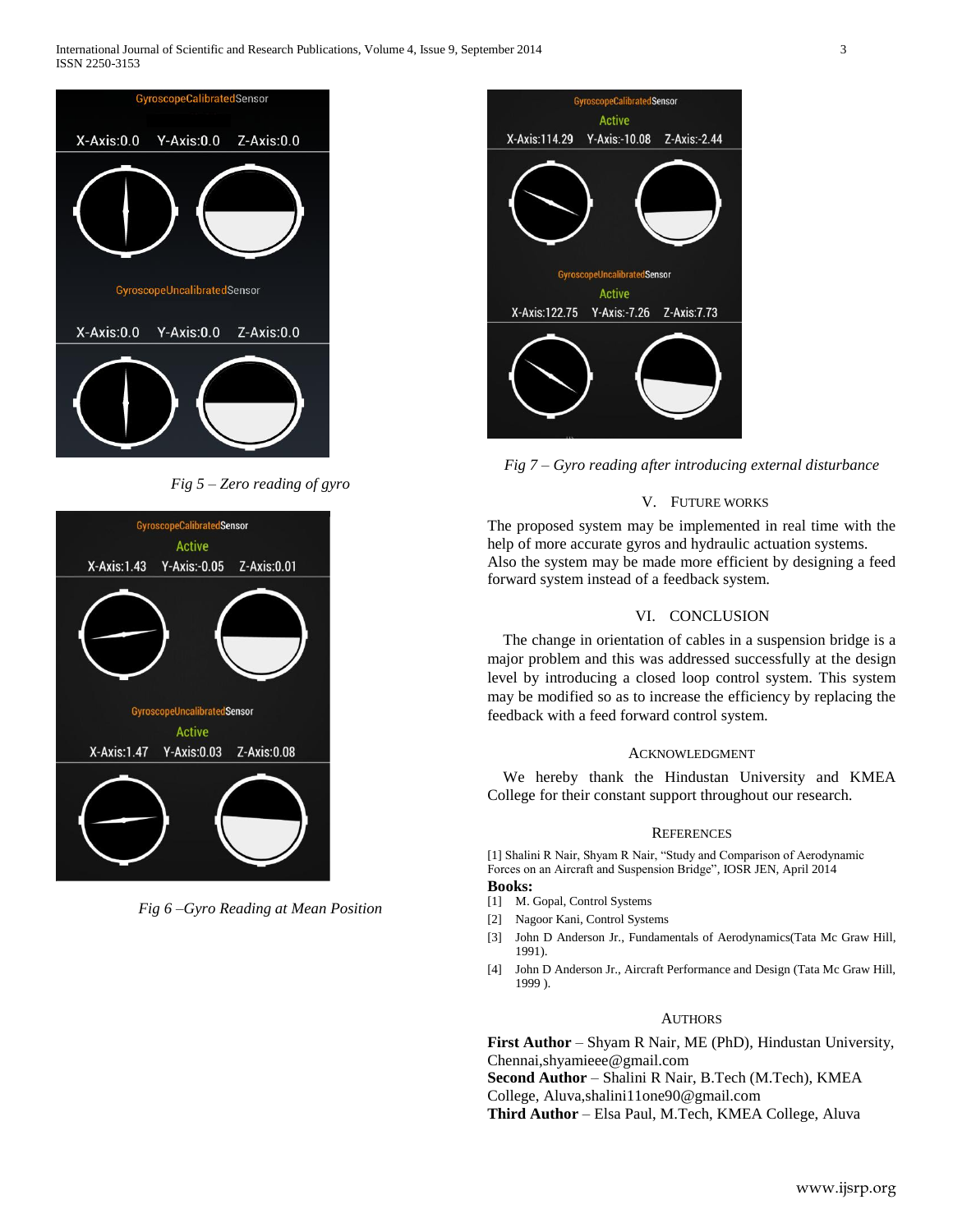GyroscopeCalibratedSensor

X-Axis:0.0 Y-Axis:0.0 Z-Axis:0.0

GyroscopeUncalibratedSensor

X-Axis:0.0 Y-Axis:0.0 Z-Axis:0.0

*Fig 5 – Zero reading of gyro*

GyroscopeCalibratedSensor

Active

X-Axis:1.43 Y-Axis:-0.05 Z-Axis:0.01

GyroscopeUncalibratedSensor

Active

X-Axis:1.47 Y-Axis:0.03 Z-Axis:0.08

*Fig 6 –Gyro Reading at Mean Position*

GyroscopeCalibratedSensor

Active

X-Axis:114.29 Y-Axis:-10.08 Z-Axis:-2.44

GyroscopeUncalibratedSensor

Active

X-Axis:122.75 Y-Axis:-7.26 Z-Axis:7.73

*Fig 7 – Gyro reading after introducing external disturbance*

## V. FUTURE WORKS

The proposed system may be implemented in real time with the help of more accurate gyros and hydraulic actuation systems. Also the system may be made more efficient by designing a feed forward system instead of a feedback system.

## VI. CONCLUSION

The change in orientation of cables in a suspension bridge is a major problem and this was addressed successfully at the design level by introducing a closed loop control system. This system may be modified so as to increase the efficiency by replacing the feedback with a feed forward control system.

## ACKNOWLEDGMENT

We hereby thank the Hindustan University and KMEA College for their constant support throughout our research.

## REFERENCES

[1] Shalini R Nair, Shyam R Nair, "Study and Comparison of Aerodynamic Forces on an Aircraft and Suspension Bridge", IOSR JEN, April 2014

**Books:**

[1] M. Gopal, Control Systems

[2] Nagoor Kani, Control Systems

[3] John D Anderson Jr., Fundamentals of Aerodynamics(Tata Mc Graw Hill, 1991).

[4] John D Anderson Jr., Aircraft Performance and Design (Tata Mc Graw Hill, 1999 ).

## AUTHORS

**First Author** – Shyam R Nair, ME (PhD), Hindustan University, Chennai,shyamieee@gmail.com

**Second Author** – Shalini R Nair, B.Tech (M.Tech), KMEA College, Aluva,shalini11one90@gmail.com

**Third Author** – Elsa Paul, M.Tech, KMEA College, Aluva